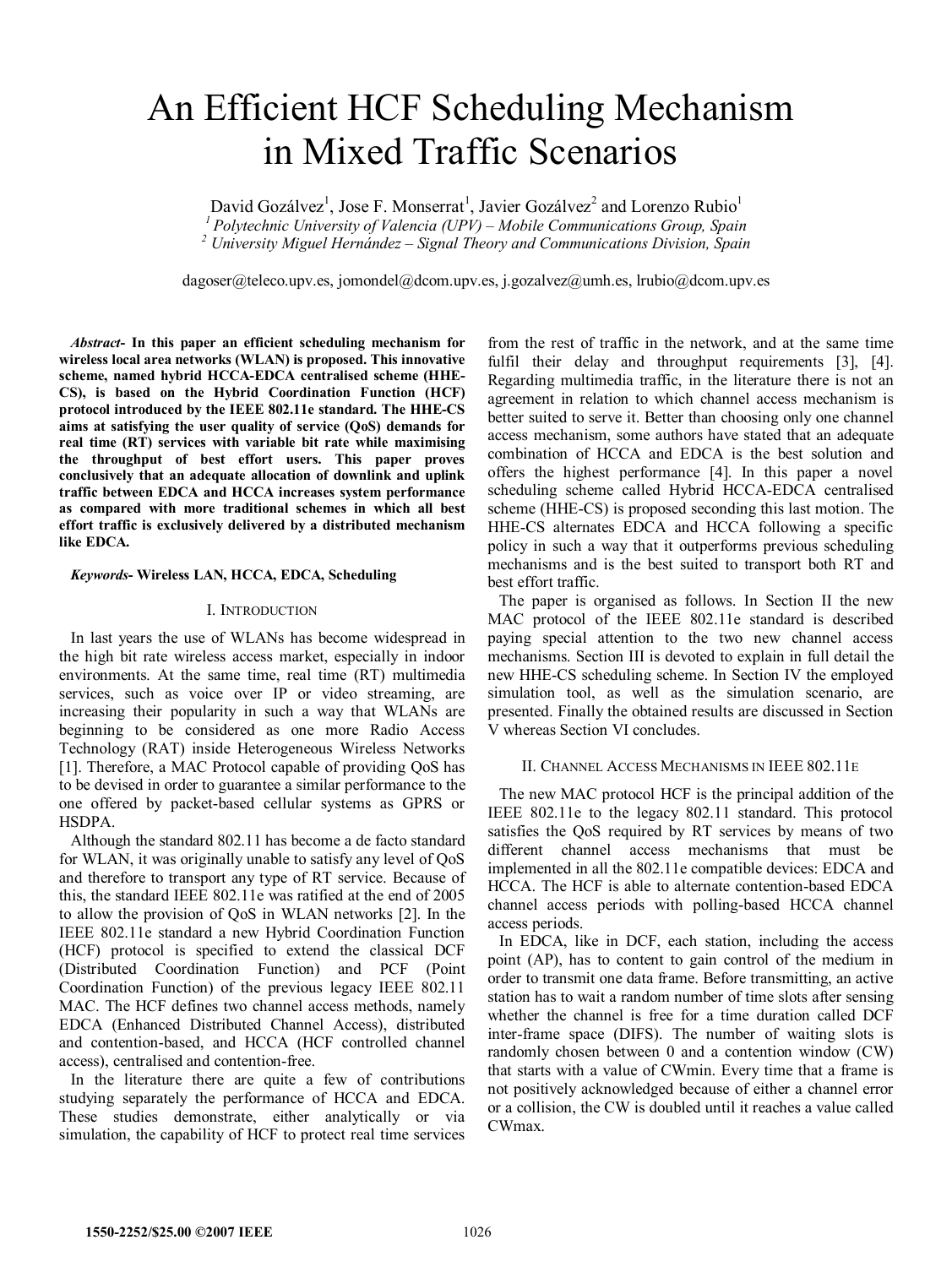# An Efficient HCF Scheduling Mechanism in Mixed Traffic Scenarios

David Gozálvez[1], Jose F. Monserrat[1], Javier Gozálvez[2] and Lorenzo Rubio[1]

[1] Polytechnic University of Valencia (UPV) – Mobile Communications Group, Spain

[2] University Miguel Hernández – Signal Theory and Communications Division, Spain

dagoser@teleco.upv.es, jomondel@dcom.upv.es, j.gozalvez@umh.es, lrubio@dcom.upv.es

***Abstract*- In this paper an efficient scheduling mechanism for wireless local area networks (WLAN) is proposed. This innovative scheme, named hybrid HCCA-EDCA centralised scheme (HHE-CS), is based on the Hybrid Coordination Function (HCF) protocol introduced by the IEEE 802.11e standard. The HHE-CS aims at satisfying the user quality of service (QoS) demands for real time (RT) services with variable bit rate while maximising the throughput of best effort users. This paper proves conclusively that an adequate allocation of downlink and uplink traffic between EDCA and HCCA increases system performance as compared with more traditional schemes in which all best effort traffic is exclusively delivered by a distributed mechanism like EDCA.**

***Keywords*- Wireless LAN, HCCA, EDCA, Scheduling**

## I. Introduction

In last years the use of WLANs has become widespread in the high bit rate wireless access market, especially in indoor environments. At the same time, real time (RT) multimedia services, such as voice over IP or video streaming, are increasing their popularity in such a way that WLANs are beginning to be considered as one more Radio Access Technology (RAT) inside Heterogeneous Wireless Networks [1]. Therefore, a MAC Protocol capable of providing QoS has to be devised in order to guarantee a similar performance to the one offered by packet-based cellular systems as GPRS or HSDPA.

Although the standard 802.11 has become a de facto standard for WLAN, it was originally unable to satisfy any level of QoS and therefore to transport any type of RT service. Because of this, the standard IEEE 802.11e was ratified at the end of 2005 to allow the provision of QoS in WLAN networks [2]. In the IEEE 802.11e standard a new Hybrid Coordination Function (HCF) protocol is specified to extend the classical DCF (Distributed Coordination Function) and PCF (Point Coordination Function) of the previous legacy IEEE 802.11 MAC. The HCF defines two channel access methods, namely EDCA (Enhanced Distributed Channel Access), distributed and contention-based, and HCCA (HCF controlled channel access), centralised and contention-free.

In the literature there are quite a few of contributions studying separately the performance of HCCA and EDCA. These studies demonstrate, either analytically or via simulation, the capability of HCF to protect real time services from the rest of traffic in the network, and at the same time fulfil their delay and throughput requirements [3], [4]. Regarding multimedia traffic, in the literature there is not an agreement in relation to which channel access mechanism is better suited to serve it. Better than choosing only one channel access mechanism, some authors have stated that an adequate combination of HCCA and EDCA is the best solution and offers the highest performance [4]. In this paper a novel scheduling scheme called Hybrid HCCA-EDCA centralised scheme (HHE-CS) is proposed seconding this last motion. The HHE-CS alternates EDCA and HCCA following a specific policy in such a way that it outperforms previous scheduling mechanisms and is the best suited to transport both RT and best effort traffic.

The paper is organised as follows. In Section II the new MAC protocol of the IEEE 802.11e standard is described paying special attention to the two new channel access mechanisms. Section III is devoted to explain in full detail the new HHE-CS scheduling scheme. In Section IV the employed simulation tool, as well as the simulation scenario, are presented. Finally the obtained results are discussed in Section V whereas Section VI concludes.

## II. Channel Access Mechanisms in IEEE 802.11e

The new MAC protocol HCF is the principal addition of the IEEE 802.11e to the legacy 802.11 standard. This protocol satisfies the QoS required by RT services by means of two different channel access mechanisms that must be implemented in all the 802.11e compatible devices: EDCA and HCCA. The HCF is able to alternate contention-based EDCA channel access periods with polling-based HCCA channel access periods.

In EDCA, like in DCF, each station, including the access point (AP), has to content to gain control of the medium in order to transmit one data frame. Before transmitting, an active station has to wait a random number of time slots after sensing whether the channel is free for a time duration called DCF inter-frame space (DIFS). The number of waiting slots is randomly chosen between 0 and a contention window (CW) that starts with a value of CWmin. Every time that a frame is not positively acknowledged because of either a channel error or a collision, the CW is doubled until it reaches a value called CWmax.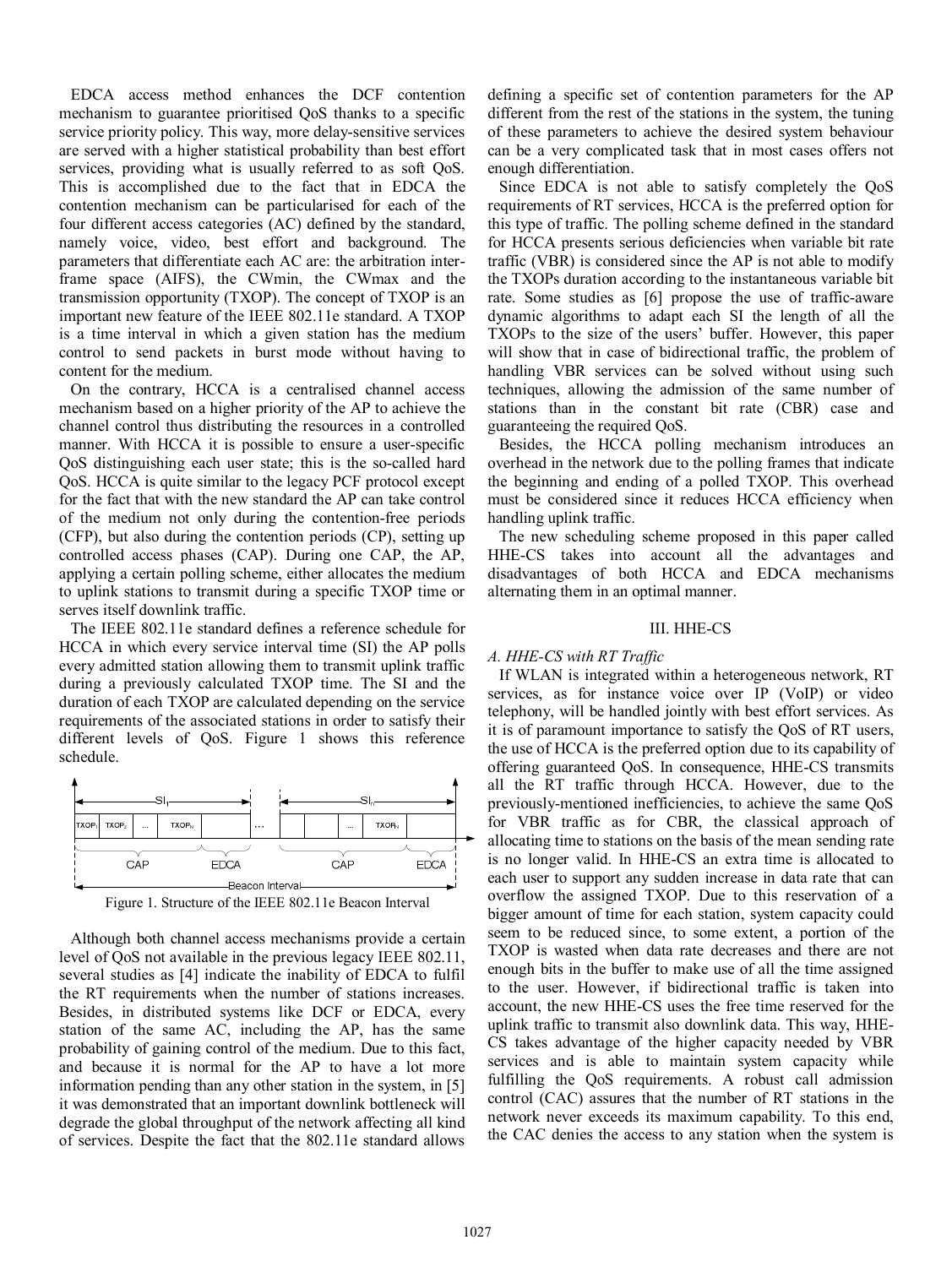EDCA access method enhances the DCF contention mechanism to guarantee prioritised QoS thanks to a specific service priority policy. This way, more delay-sensitive services are served with a higher statistical probability than best effort services, providing what is usually referred to as soft QoS. This is accomplished due to the fact that in EDCA the contention mechanism can be particularised for each of the four different access categories (AC) defined by the standard, namely voice, video, best effort and background. The parameters that differentiate each AC are: the arbitration inter-frame space (AIFS), the CWmin, the CWmax and the transmission opportunity (TXOP). The concept of TXOP is an important new feature of the IEEE 802.11e standard. A TXOP is a time interval in which a given station has the medium control to send packets in burst mode without having to content for the medium.

On the contrary, HCCA is a centralised channel access mechanism based on a higher priority of the AP to achieve the channel control thus distributing the resources in a controlled manner. With HCCA it is possible to ensure a user-specific QoS distinguishing each user state; this is the so-called hard QoS. HCCA is quite similar to the legacy PCF protocol except for the fact that with the new standard the AP can take control of the medium not only during the contention-free periods (CFP), but also during the contention periods (CP), setting up controlled access phases (CAP). During one CAP, the AP, applying a certain polling scheme, either allocates the medium to uplink stations to transmit during a specific TXOP time or serves itself downlink traffic.

The IEEE 802.11e standard defines a reference schedule for HCCA in which every service interval time (SI) the AP polls every admitted station allowing them to transmit uplink traffic during a previously calculated TXOP time. The SI and the duration of each TXOP are calculated depending on the service requirements of the associated stations in order to satisfy their different levels of QoS. Figure 1 shows this reference schedule.

Figure 1. Structure of the IEEE 802.11e Beacon Interval

Although both channel access mechanisms provide a certain level of QoS not available in the previous legacy IEEE 802.11, several studies as [4] indicate the inability of EDCA to fulfil the RT requirements when the number of stations increases. Besides, in distributed systems like DCF or EDCA, every station of the same AC, including the AP, has the same probability of gaining control of the medium. Due to this fact, and because it is normal for the AP to have a lot more information pending than any other station in the system, in [5] it was demonstrated that an important downlink bottleneck will degrade the global throughput of the network affecting all kind of services. Despite the fact that the 802.11e standard allows defining a specific set of contention parameters for the AP different from the rest of the stations in the system, the tuning of these parameters to achieve the desired system behaviour can be a very complicated task that in most cases offers not enough differentiation.

Since EDCA is not able to satisfy completely the QoS requirements of RT services, HCCA is the preferred option for this type of traffic. The polling scheme defined in the standard for HCCA presents serious deficiencies when variable bit rate traffic (VBR) is considered since the AP is not able to modify the TXOPs duration according to the instantaneous variable bit rate. Some studies as [6] propose the use of traffic-aware dynamic algorithms to adapt each SI the length of all the TXOPs to the size of the users' buffer. However, this paper will show that in case of bidirectional traffic, the problem of handling VBR services can be solved without using such techniques, allowing the admission of the same number of stations than in the constant bit rate (CBR) case and guaranteeing the required QoS.

Besides, the HCCA polling mechanism introduces an overhead in the network due to the polling frames that indicate the beginning and ending of a polled TXOP. This overhead must be considered since it reduces HCCA efficiency when handling uplink traffic.

The new scheduling scheme proposed in this paper called HHE-CS takes into account all the advantages and disadvantages of both HCCA and EDCA mechanisms alternating them in an optimal manner.

## III. HHE-CS

### *A. HHE-CS with RT Traffic*

If WLAN is integrated within a heterogeneous network, RT services, as for instance voice over IP (VoIP) or video telephony, will be handled jointly with best effort services. As it is of paramount importance to satisfy the QoS of RT users, the use of HCCA is the preferred option due to its capability of offering guaranteed QoS. In consequence, HHE-CS transmits all the RT traffic through HCCA. However, due to the previously-mentioned inefficiencies, to achieve the same QoS for VBR traffic as for CBR, the classical approach of allocating time to stations on the basis of the mean sending rate is no longer valid. In HHE-CS an extra time is allocated to each user to support any sudden increase in data rate that can overflow the assigned TXOP. Due to this reservation of a bigger amount of time for each station, system capacity could seem to be reduced since, to some extent, a portion of the TXOP is wasted when data rate decreases and there are not enough bits in the buffer to make use of all the time assigned to the user. However, if bidirectional traffic is taken into account, the new HHE-CS uses the free time reserved for the uplink traffic to transmit also downlink data. This way, HHE-CS takes advantage of the higher capacity needed by VBR services and is able to maintain system capacity while fulfilling the QoS requirements. A robust call admission control (CAC) assures that the number of RT stations in the network never exceeds its maximum capability. To this end, the CAC denies the access to any station when the system is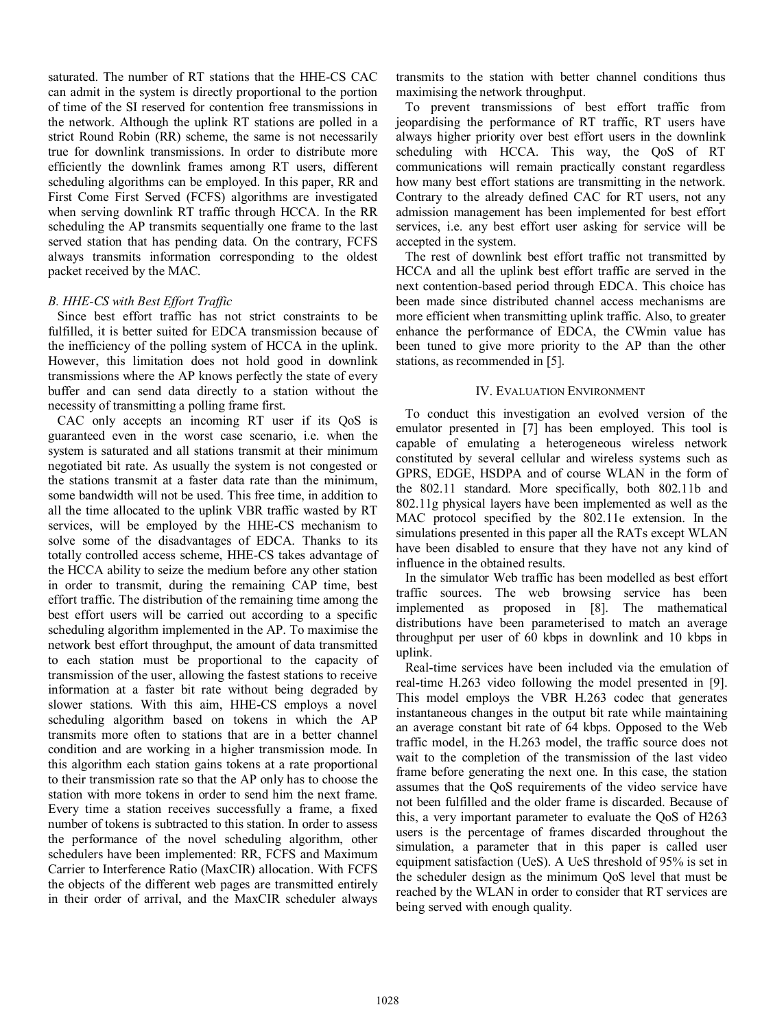saturated. The number of RT stations that the HHE-CS CAC can admit in the system is directly proportional to the portion of time of the SI reserved for contention free transmissions in the network. Although the uplink RT stations are polled in a strict Round Robin (RR) scheme, the same is not necessarily true for downlink transmissions. In order to distribute more efficiently the downlink frames among RT users, different scheduling algorithms can be employed. In this paper, RR and First Come First Served (FCFS) algorithms are investigated when serving downlink RT traffic through HCCA. In the RR scheduling the AP transmits sequentially one frame to the last served station that has pending data. On the contrary, FCFS always transmits information corresponding to the oldest packet received by the MAC.

### B. HHE-CS with Best Effort Traffic

Since best effort traffic has not strict constraints to be fulfilled, it is better suited for EDCA transmission because of the inefficiency of the polling system of HCCA in the uplink. However, this limitation does not hold good in downlink transmissions where the AP knows perfectly the state of every buffer and can send data directly to a station without the necessity of transmitting a polling frame first.

CAC only accepts an incoming RT user if its QoS is guaranteed even in the worst case scenario, i.e. when the system is saturated and all stations transmit at their minimum negotiated bit rate. As usually the system is not congested or the stations transmit at a faster data rate than the minimum, some bandwidth will not be used. This free time, in addition to all the time allocated to the uplink VBR traffic wasted by RT services, will be employed by the HHE-CS mechanism to solve some of the disadvantages of EDCA. Thanks to its totally controlled access scheme, HHE-CS takes advantage of the HCCA ability to seize the medium before any other station in order to transmit, during the remaining CAP time, best effort traffic. The distribution of the remaining time among the best effort users will be carried out according to a specific scheduling algorithm implemented in the AP. To maximise the network best effort throughput, the amount of data transmitted to each station must be proportional to the capacity of transmission of the user, allowing the fastest stations to receive information at a faster bit rate without being degraded by slower stations. With this aim, HHE-CS employs a novel scheduling algorithm based on tokens in which the AP transmits more often to stations that are in a better channel condition and are working in a higher transmission mode. In this algorithm each station gains tokens at a rate proportional to their transmission rate so that the AP only has to choose the station with more tokens in order to send him the next frame. Every time a station receives successfully a frame, a fixed number of tokens is subtracted to this station. In order to assess the performance of the novel scheduling algorithm, other schedulers have been implemented: RR, FCFS and Maximum Carrier to Interference Ratio (MaxCIR) allocation. With FCFS the objects of the different web pages are transmitted entirely in their order of arrival, and the MaxCIR scheduler always transmits to the station with better channel conditions thus maximising the network throughput.

To prevent transmissions of best effort traffic from jeopardising the performance of RT traffic, RT users have always higher priority over best effort users in the downlink scheduling with HCCA. This way, the QoS of RT communications will remain practically constant regardless how many best effort stations are transmitting in the network. Contrary to the already defined CAC for RT users, not any admission management has been implemented for best effort services, i.e. any best effort user asking for service will be accepted in the system.

The rest of downlink best effort traffic not transmitted by HCCA and all the uplink best effort traffic are served in the next contention-based period through EDCA. This choice has been made since distributed channel access mechanisms are more efficient when transmitting uplink traffic. Also, to greater enhance the performance of EDCA, the CWmin value has been tuned to give more priority to the AP than the other stations, as recommended in [5].

## IV. Evaluation Environment

To conduct this investigation an evolved version of the emulator presented in [7] has been employed. This tool is capable of emulating a heterogeneous wireless network constituted by several cellular and wireless systems such as GPRS, EDGE, HSDPA and of course WLAN in the form of the 802.11 standard. More specifically, both 802.11b and 802.11g physical layers have been implemented as well as the MAC protocol specified by the 802.11e extension. In the simulations presented in this paper all the RATs except WLAN have been disabled to ensure that they have not any kind of influence in the obtained results.

In the simulator Web traffic has been modelled as best effort traffic sources. The web browsing service has been implemented as proposed in [8]. The mathematical distributions have been parameterised to match an average throughput per user of 60 kbps in downlink and 10 kbps in uplink.

Real-time services have been included via the emulation of real-time H.263 video following the model presented in [9]. This model employs the VBR H.263 codec that generates instantaneous changes in the output bit rate while maintaining an average constant bit rate of 64 kbps. Opposed to the Web traffic model, in the H.263 model, the traffic source does not wait to the completion of the transmission of the last video frame before generating the next one. In this case, the station assumes that the QoS requirements of the video service have not been fulfilled and the older frame is discarded. Because of this, a very important parameter to evaluate the QoS of H263 users is the percentage of frames discarded throughout the simulation, a parameter that in this paper is called user equipment satisfaction (UeS). A UeS threshold of 95% is set in the scheduler design as the minimum QoS level that must be reached by the WLAN in order to consider that RT services are being served with enough quality.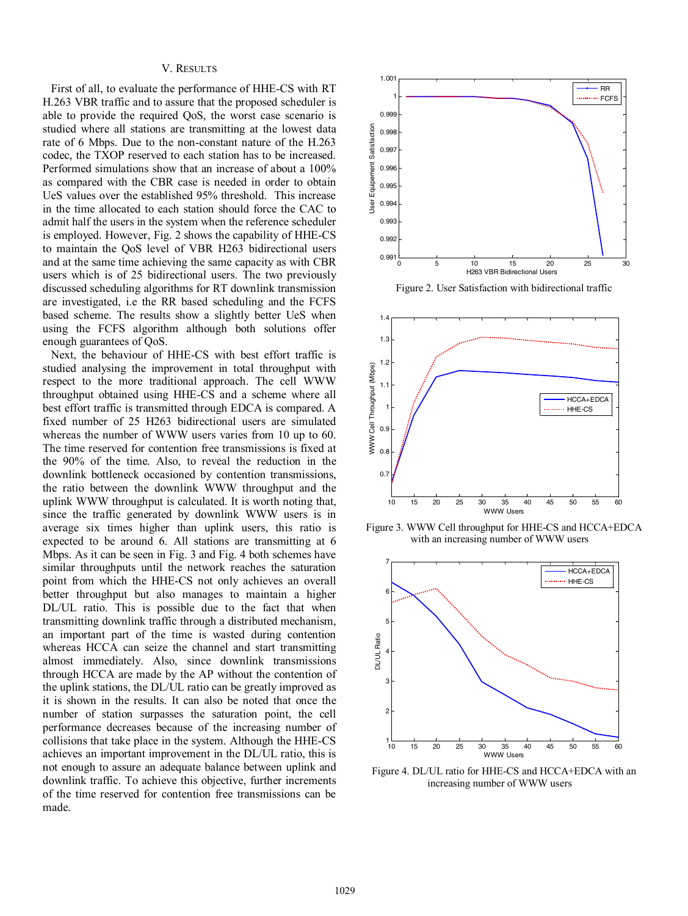## V. RESULTS

First of all, to evaluate the performance of HHE-CS with RT H.263 VBR traffic and to assure that the proposed scheduler is able to provide the required QoS, the worst case scenario is studied where all stations are transmitting at the lowest data rate of 6 Mbps. Due to the non-constant nature of the H.263 codec, the TXOP reserved to each station has to be increased. Performed simulations show that an increase of about a 100% as compared with the CBR case is needed in order to obtain UeS values over the established 95% threshold. This increase in the time allocated to each station should force the CAC to admit half the users in the system when the reference scheduler is employed. However, Fig. 2 shows the capability of HHE-CS to maintain the QoS level of VBR H263 bidirectional users and at the same time achieving the same capacity as with CBR users which is of 25 bidirectional users. The two previously discussed scheduling algorithms for RT downlink transmission are investigated, i.e the RR based scheduling and the FCFS based scheme. The results show a slightly better UeS when using the FCFS algorithm although both solutions offer enough guarantees of QoS.

Next, the behaviour of HHE-CS with best effort traffic is studied analysing the improvement in total throughput with respect to the more traditional approach. The cell WWW throughput obtained using HHE-CS and a scheme where all best effort traffic is transmitted through EDCA is compared. A fixed number of 25 H263 bidirectional users are simulated whereas the number of WWW users varies from 10 up to 60. The time reserved for contention free transmissions is fixed at the 90% of the time. Also, to reveal the reduction in the downlink bottleneck occasioned by contention transmissions, the ratio between the downlink WWW throughput and the uplink WWW throughput is calculated. It is worth noting that, since the traffic generated by downlink WWW users is in average six times higher than uplink users, this ratio is expected to be around 6. All stations are transmitting at 6 Mbps. As it can be seen in Fig. 3 and Fig. 4 both schemes have similar throughputs until the network reaches the saturation point from which the HHE-CS not only achieves an overall better throughput but also manages to maintain a higher DL/UL ratio. This is possible due to the fact that when transmitting downlink traffic through a distributed mechanism, an important part of the time is wasted during contention whereas HCCA can seize the channel and start transmitting almost immediately. Also, since downlink transmissions through HCCA are made by the AP without the contention of the uplink stations, the DL/UL ratio can be greatly improved as it is shown in the results. It can also be noted that once the number of station surpasses the saturation point, the cell performance decreases because of the increasing number of collisions that take place in the system. Although the HHE-CS achieves an important improvement in the DL/UL ratio, this is not enough to assure an adequate balance between uplink and downlink traffic. To achieve this objective, further increments of the time reserved for contention free transmissions can be made.

Figure 2. User Satisfaction with bidirectional traffic

Figure 3. WWW Cell throughput for HHE-CS and HCCA+EDCA with an increasing number of WWW users

Figure 4. DL/UL ratio for HHE-CS and HCCA+EDCA with an increasing number of WWW users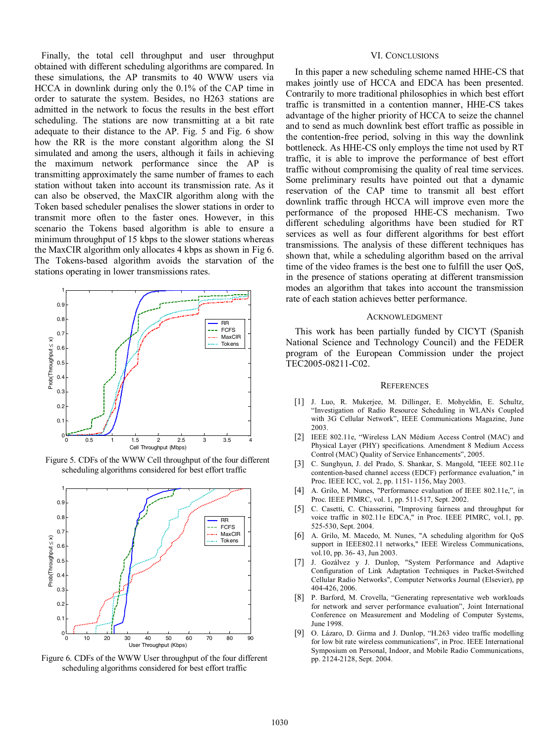Finally, the total cell throughput and user throughput obtained with different scheduling algorithms are compared. In these simulations, the AP transmits to 40 WWW users via HCCA in downlink during only the 0.1% of the CAP time in order to saturate the system. Besides, no H263 stations are admitted in the network to focus the results in the best effort scheduling. The stations are now transmitting at a bit rate adequate to their distance to the AP. Fig. 5 and Fig. 6 show how the RR is the more constant algorithm along the SI simulated and among the users, although it fails in achieving the maximum network performance since the AP is transmitting approximately the same number of frames to each station without taken into account its transmission rate. As it can also be observed, the MaxCIR algorithm along with the Token based scheduler penalises the slower stations in order to transmit more often to the faster ones. However, in this scenario the Tokens based algorithm is able to ensure a minimum throughput of 15 kbps to the slower stations whereas the MaxCIR algorithm only allocates 4 kbps as shown in Fig 6. The Tokens-based algorithm avoids the starvation of the stations operating in lower transmissions rates.

Prob(Throughput ≤ x)
Cell Throughput (Mbps)
0 0.5 1 1.5 2 2.5 3 3.5 4
0 0.1 0.2 0.3 0.4 0.5 0.6 0.7 0.8 0.9 1
RR
FCFS
MaxCIR
Tokens

Figure 5. CDFs of the WWW Cell throughput of the four different scheduling algorithms considered for best effort traffic

Prob(Throughput ≤ x)
User Throughput (Kbps)
0 10 20 30 40 50 60 70 80 90
0 0.1 0.2 0.3 0.4 0.5 0.6 0.7 0.8 0.9 1
RR
FCFS
MaxCIR
Tokens

Figure 6. CDFs of the WWW User throughput of the four different scheduling algorithms considered for best effort traffic

## VI. Conclusions

In this paper a new scheduling scheme named HHE-CS that makes jointly use of HCCA and EDCA has been presented. Contrarily to more traditional philosophies in which best effort traffic is transmitted in a contention manner, HHE-CS takes advantage of the higher priority of HCCA to seize the channel and to send as much downlink best effort traffic as possible in the contention-free period, solving in this way the downlink bottleneck. As HHE-CS only employs the time not used by RT traffic, it is able to improve the performance of best effort traffic without compromising the quality of real time services. Some preliminary results have pointed out that a dynamic reservation of the CAP time to transmit all best effort downlink traffic through HCCA will improve even more the performance of the proposed HHE-CS mechanism. Two different scheduling algorithms have been studied for RT services as well as four different algorithms for best effort transmissions. The analysis of these different techniques has shown that, while a scheduling algorithm based on the arrival time of the video frames is the best one to fulfill the user QoS, in the presence of stations operating at different transmission modes an algorithm that takes into account the transmission rate of each station achieves better performance.

## Acknowledgment

This work has been partially funded by CICYT (Spanish National Science and Technology Council) and the FEDER program of the European Commission under the project TEC2005-08211-C02.

## References

[1] J. Luo, R. Mukerjee, M. Dillinger, E. Mohyeldin, E. Schultz, "Investigation of Radio Resource Scheduling in WLANs Coupled with 3G Cellular Network", IEEE Communications Magazine, June 2003.

[2] IEEE 802.11e, "Wireless LAN Médium Access Control (MAC) and Physical Layer (PHY) specifications. Amendment 8 Medium Access Control (MAC) Quality of Service Enhancements", 2005.

[3] C. Sunghyun, J. del Prado, S. Shankar, S. Mangold, "IEEE 802.11e contention-based channel access (EDCF) performance evaluation," in Proc. IEEE ICC, vol. 2, pp. 1151- 1156, May 2003.

[4] A. Grilo, M. Nunes, "Performance evaluation of IEEE 802.11e,", in Proc. IEEE PIMRC, vol. 1, pp. 511-517, Sept. 2002.

[5] C. Casetti, C. Chiasserini, "Improving fairness and throughput for voice traffic in 802.11e EDCA," in Proc. IEEE PIMRC, vol.1, pp. 525-530, Sept. 2004.

[6] A. Grilo, M. Macedo, M. Nunes, "A scheduling algorithm for QoS support in IEEE802.11 networks," IEEE Wireless Communications, vol.10, pp. 36- 43, Jun 2003.

[7] J. Gozálvez y J. Dunlop, "System Performance and Adaptive Configuration of Link Adaptation Techniques in Packet-Switched Cellular Radio Networks", Computer Networks Journal (Elsevier), pp 404-426, 2006.

[8] P. Barford, M. Crovella, "Generating representative web workloads for network and server performance evaluation", Joint International Conference on Measurement and Modeling of Computer Systems, June 1998.

[9] O. Lázaro, D. Girma and J. Dunlop, "H.263 video traffic modelling for low bit rate wireless communications", in Proc. IEEE International Symposium on Personal, Indoor, and Mobile Radio Communications, pp. 2124-2128, Sept. 2004.